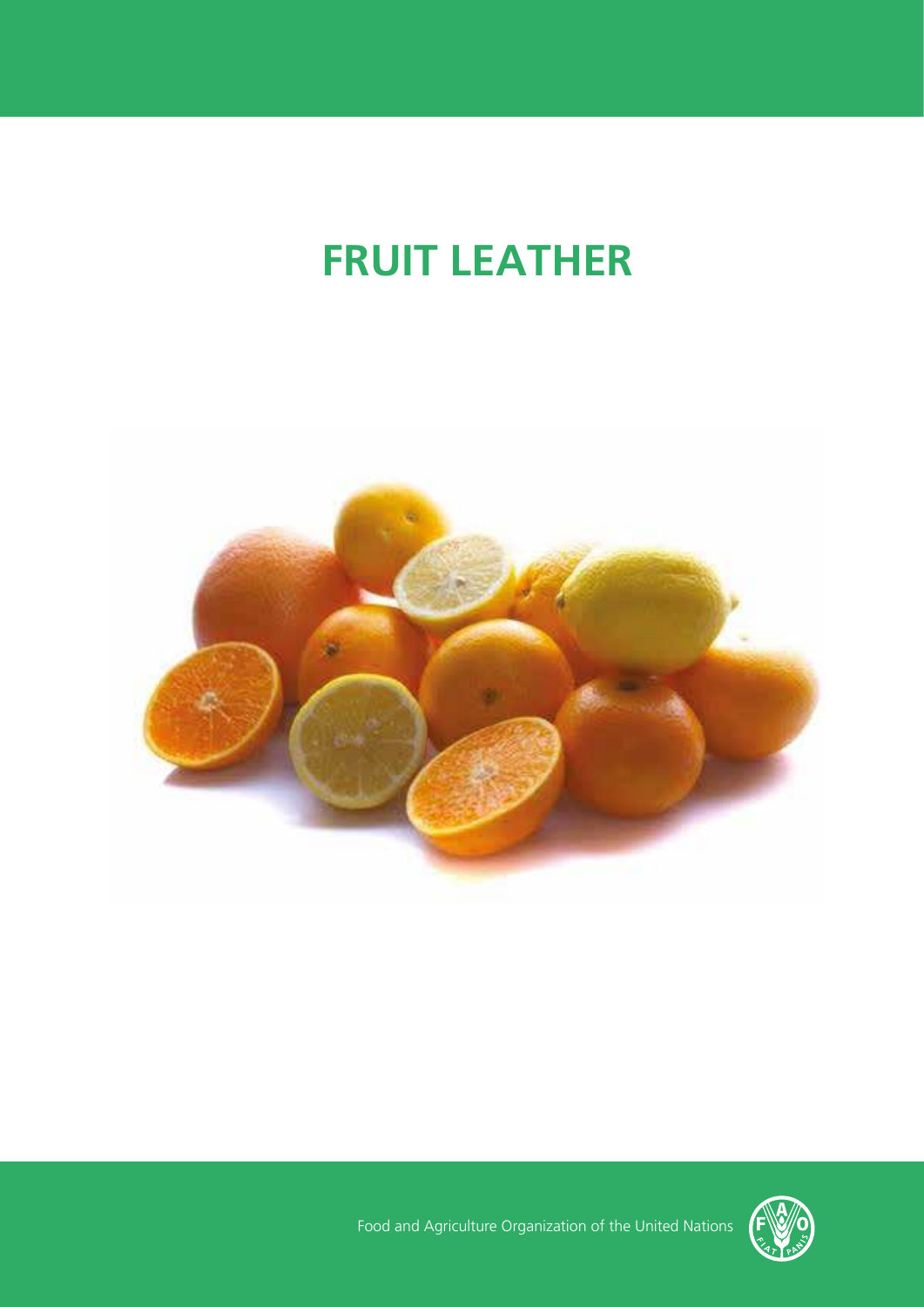# FRUIT LEATHER

Food and Agriculture Organization of the United Nations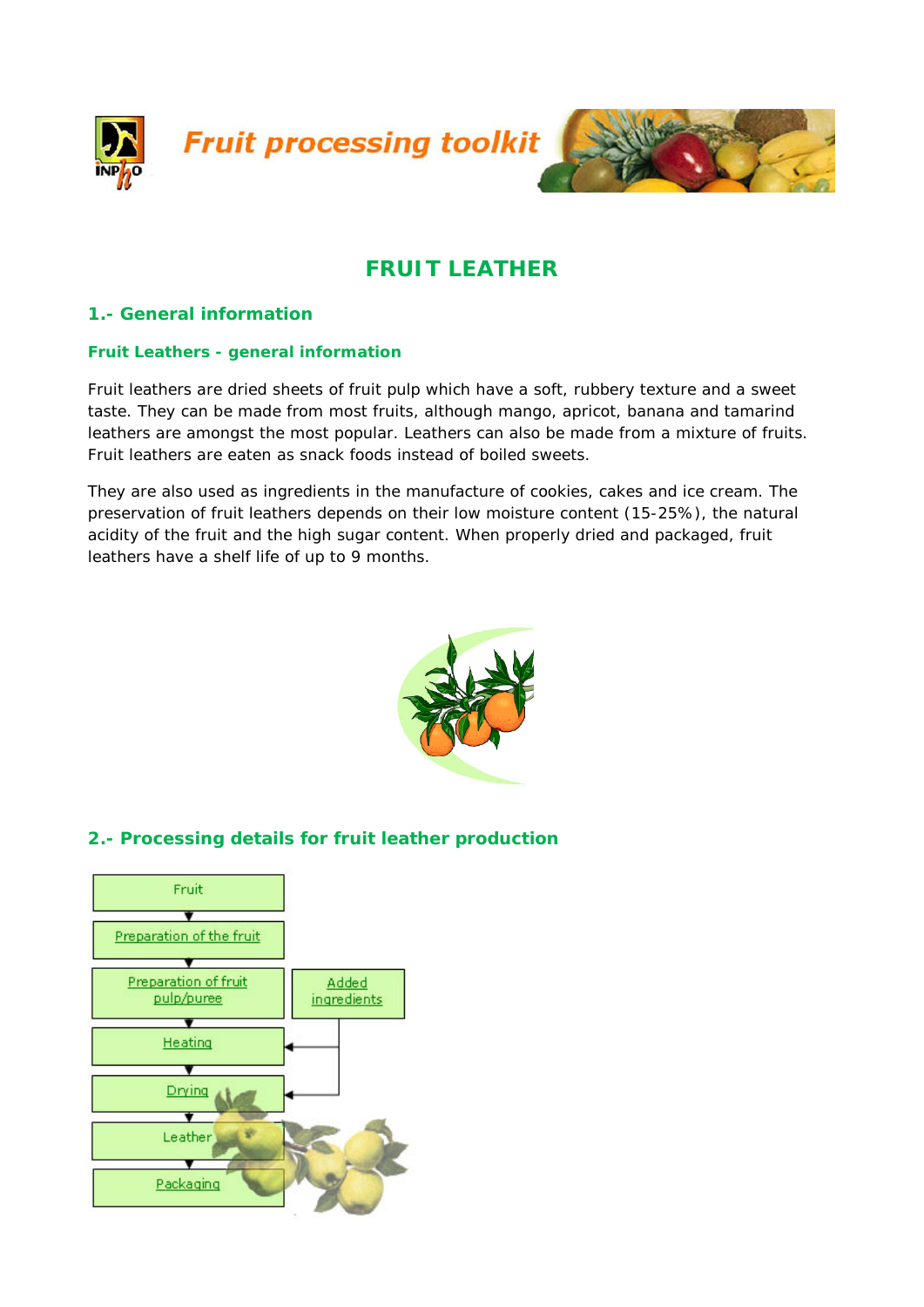# FRUIT LEATHER

## 1.- General information

### Fruit Leathers - general information

Fruit leathers are dried sheets of fruit pulp which have a soft, rubbery texture and a sweet taste. They can be made from most fruits, although mango, apricot, banana and tamarind leathers are amongst the most popular. Leathers can also be made from a mixture of fruits. Fruit leathers are eaten as snack foods instead of boiled sweets.

They are also used as ingredients in the manufacture of cookies, cakes and ice cream. The preservation of fruit leathers depends on their low moisture content (15-25%), the natural acidity of the fruit and the high sugar content. When properly dried and packaged, fruit leathers have a shelf life of up to 9 months.

## 2.- Processing details for fruit leather production

Fruit
↓
Preparation of the fruit
↓
Preparation of fruit pulp/puree
↓
Heating ← Added ingredients
↓
Drying ← Added ingredients
↓
Leather
↓
Packaging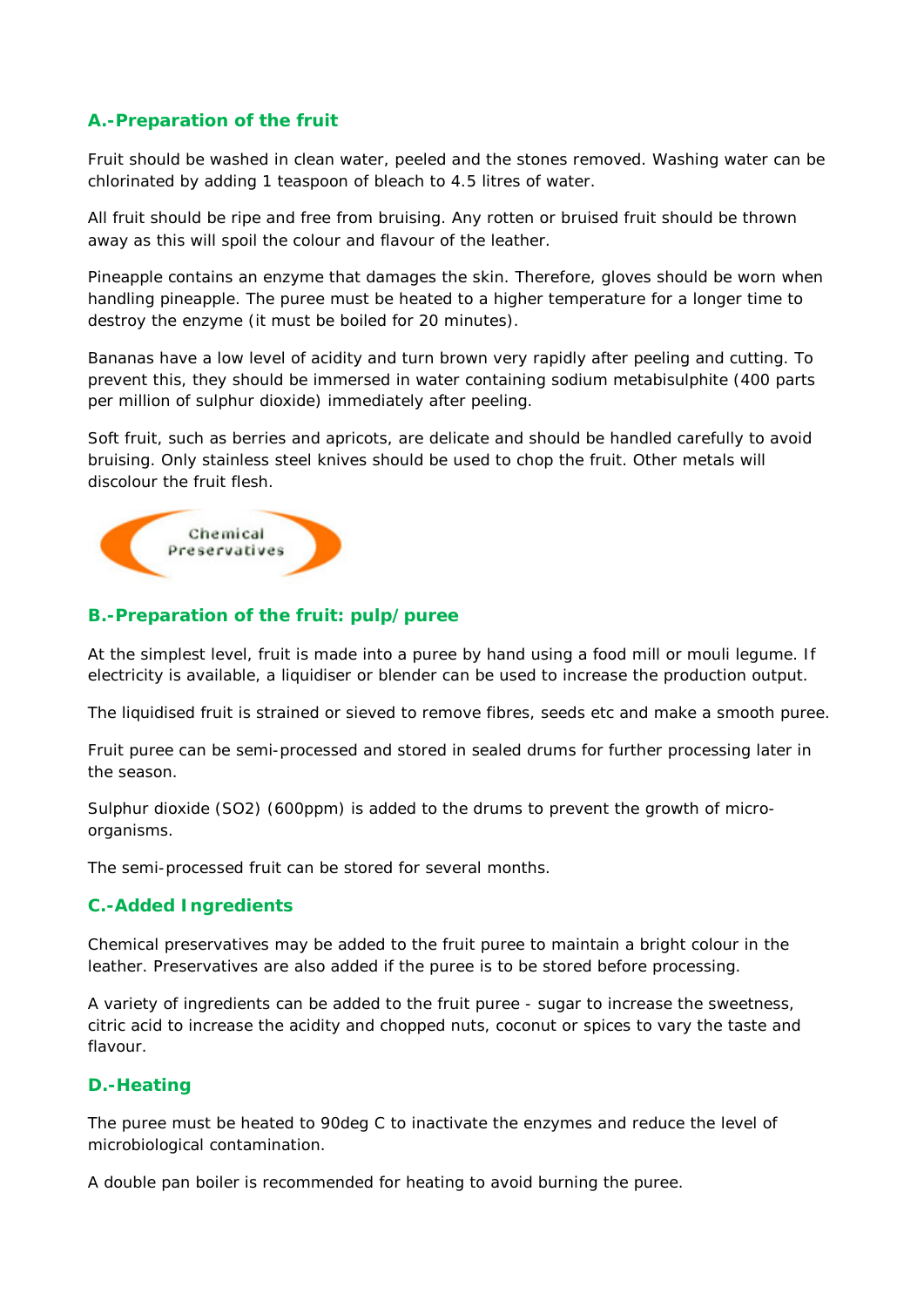## A.-Preparation of the fruit

Fruit should be washed in clean water, peeled and the stones removed. Washing water can be chlorinated by adding 1 teaspoon of bleach to 4.5 litres of water.

All fruit should be ripe and free from bruising. Any rotten or bruised fruit should be thrown away as this will spoil the colour and flavour of the leather.

Pineapple contains an enzyme that damages the skin. Therefore, gloves should be worn when handling pineapple. The puree must be heated to a higher temperature for a longer time to destroy the enzyme (it must be boiled for 20 minutes).

Bananas have a low level of acidity and turn brown very rapidly after peeling and cutting. To prevent this, they should be immersed in water containing sodium metabisulphite (400 parts per million of sulphur dioxide) immediately after peeling.

Soft fruit, such as berries and apricots, are delicate and should be handled carefully to avoid bruising. Only stainless steel knives should be used to chop the fruit. Other metals will discolour the fruit flesh.

Chemical Preservatives

## B.-Preparation of the fruit: pulp/puree

At the simplest level, fruit is made into a puree by hand using a food mill or mouli legume. If electricity is available, a liquidiser or blender can be used to increase the production output.

The liquidised fruit is strained or sieved to remove fibres, seeds etc and make a smooth puree.

Fruit puree can be semi-processed and stored in sealed drums for further processing later in the season.

Sulphur dioxide ($SO_2$) (600ppm) is added to the drums to prevent the growth of micro-organisms.

The semi-processed fruit can be stored for several months.

## C.-Added Ingredients

Chemical preservatives may be added to the fruit puree to maintain a bright colour in the leather. Preservatives are also added if the puree is to be stored before processing.

A variety of ingredients can be added to the fruit puree - sugar to increase the sweetness, citric acid to increase the acidity and chopped nuts, coconut or spices to vary the taste and flavour.

## D.-Heating

The puree must be heated to 90deg C to inactivate the enzymes and reduce the level of microbiological contamination.

A double pan boiler is recommended for heating to avoid burning the puree.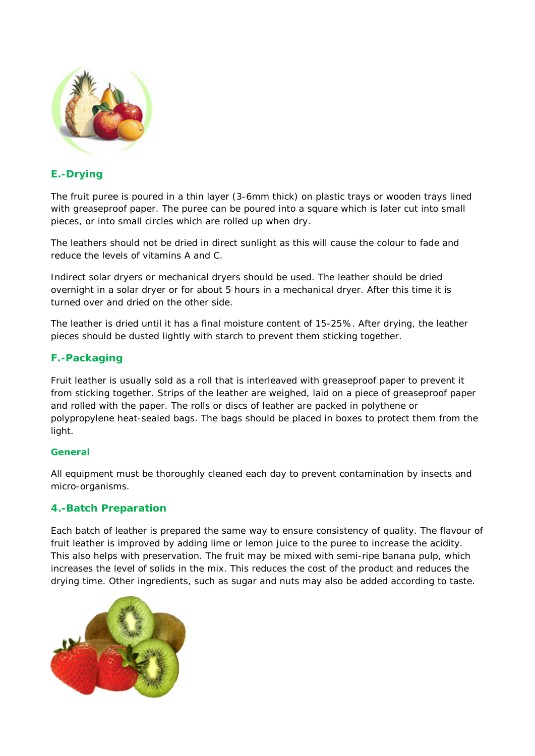## E.-Drying

The fruit puree is poured in a thin layer (3-6mm thick) on plastic trays or wooden trays lined with greaseproof paper. The puree can be poured into a square which is later cut into small pieces, or into small circles which are rolled up when dry.

The leathers should not be dried in direct sunlight as this will cause the colour to fade and reduce the levels of vitamins A and C.

Indirect solar dryers or mechanical dryers should be used. The leather should be dried overnight in a solar dryer or for about 5 hours in a mechanical dryer. After this time it is turned over and dried on the other side.

The leather is dried until it has a final moisture content of 15-25%. After drying, the leather pieces should be dusted lightly with starch to prevent them sticking together.

## F.-Packaging

Fruit leather is usually sold as a roll that is interleaved with greaseproof paper to prevent it from sticking together. Strips of the leather are weighed, laid on a piece of greaseproof paper and rolled with the paper. The rolls or discs of leather are packed in polythene or polypropylene heat-sealed bags. The bags should be placed in boxes to protect them from the light.

### General

All equipment must be thoroughly cleaned each day to prevent contamination by insects and micro-organisms.

## 4.-Batch Preparation

Each batch of leather is prepared the same way to ensure consistency of quality. The flavour of fruit leather is improved by adding lime or lemon juice to the puree to increase the acidity. This also helps with preservation. The fruit may be mixed with semi-ripe banana pulp, which increases the level of solids in the mix. This reduces the cost of the product and reduces the drying time. Other ingredients, such as sugar and nuts may also be added according to taste.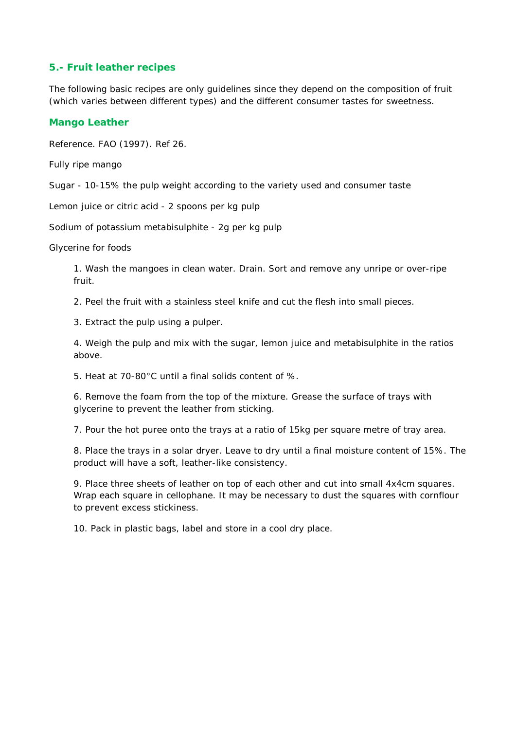## 5.- Fruit leather recipes

The following basic recipes are only guidelines since they depend on the composition of fruit (which varies between different types) and the different consumer tastes for sweetness.

### Mango Leather

Reference. FAO (1997). Ref 26.

Fully ripe mango

Sugar - 10-15% the pulp weight according to the variety used and consumer taste

Lemon juice or citric acid - 2 spoons per kg pulp

Sodium of potassium metabisulphite - 2g per kg pulp

Glycerine for foods

1. Wash the mangoes in clean water. Drain. Sort and remove any unripe or over-ripe fruit.
2. Peel the fruit with a stainless steel knife and cut the flesh into small pieces.
3. Extract the pulp using a pulper.
4. Weigh the pulp and mix with the sugar, lemon juice and metabisulphite in the ratios above.
5. Heat at 70-80°C until a final solids content of %.
6. Remove the foam from the top of the mixture. Grease the surface of trays with glycerine to prevent the leather from sticking.
7. Pour the hot puree onto the trays at a ratio of 15kg per square metre of tray area.
8. Place the trays in a solar dryer. Leave to dry until a final moisture content of 15%. The product will have a soft, leather-like consistency.
9. Place three sheets of leather on top of each other and cut into small 4x4cm squares. Wrap each square in cellophane. It may be necessary to dust the squares with cornflour to prevent excess stickiness.
10. Pack in plastic bags, label and store in a cool dry place.